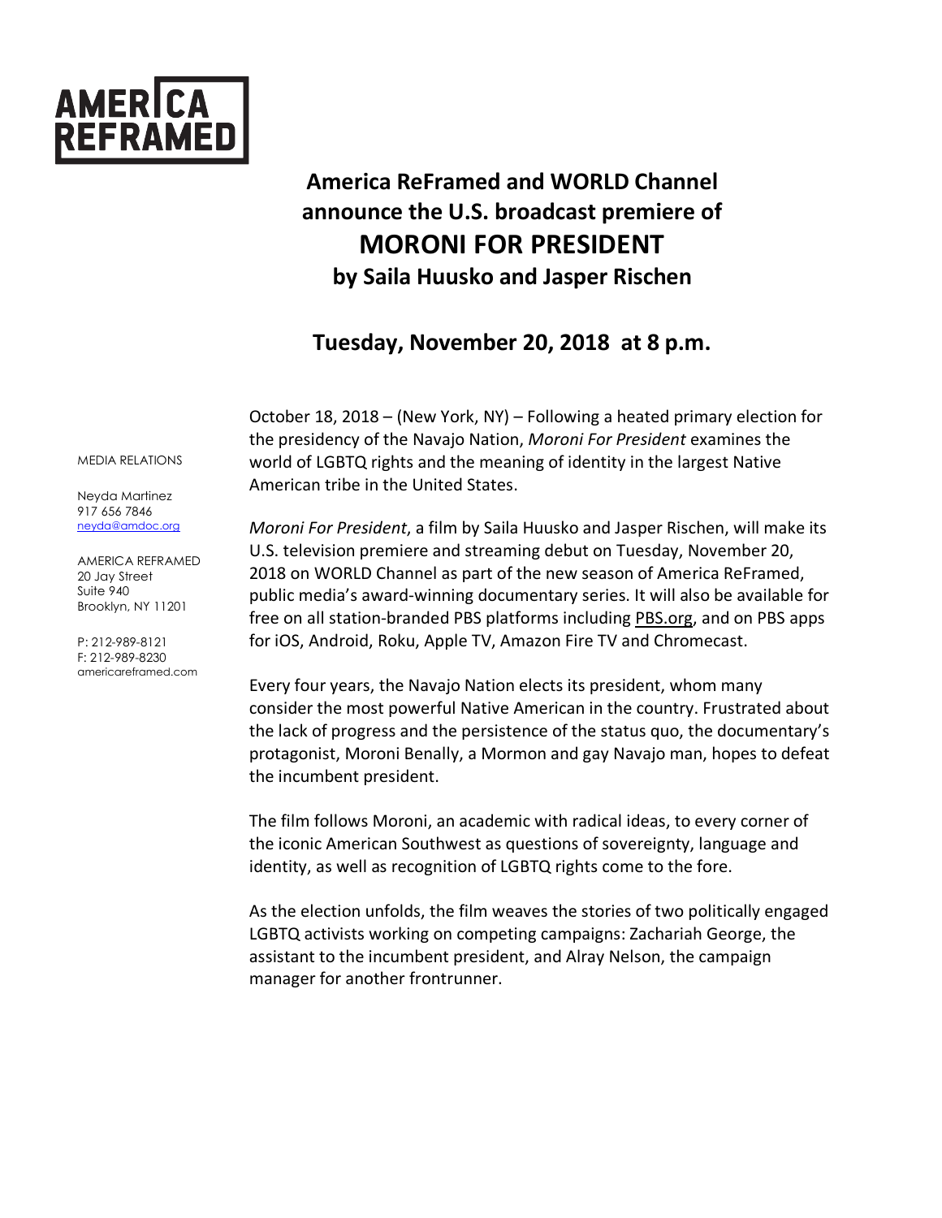AMERICA REFRAMED

# America ReFramed and WORLD Channel announce the U.S. broadcast premiere of MORONI FOR PRESIDENT by Saila Huusko and Jasper Rischen

## Tuesday, November 20, 2018 at 8 p.m.

MEDIA RELATIONS

Neyda Martinez
917 656 7846
neyda@amdoc.org

AMERICA REFRAMED
20 Jay Street
Suite 940
Brooklyn, NY 11201

P: 212-989-8121
F: 212-989-8230
americareframed.com

October 18, 2018 – (New York, NY) – Following a heated primary election for the presidency of the Navajo Nation, *Moroni For President* examines the world of LGBTQ rights and the meaning of identity in the largest Native American tribe in the United States.

*Moroni For President*, a film by Saila Huusko and Jasper Rischen, will make its U.S. television premiere and streaming debut on Tuesday, November 20, 2018 on WORLD Channel as part of the new season of America ReFramed, public media's award-winning documentary series. It will also be available for free on all station-branded PBS platforms including PBS.org, and on PBS apps for iOS, Android, Roku, Apple TV, Amazon Fire TV and Chromecast.

Every four years, the Navajo Nation elects its president, whom many consider the most powerful Native American in the country. Frustrated about the lack of progress and the persistence of the status quo, the documentary's protagonist, Moroni Benally, a Mormon and gay Navajo man, hopes to defeat the incumbent president.

The film follows Moroni, an academic with radical ideas, to every corner of the iconic American Southwest as questions of sovereignty, language and identity, as well as recognition of LGBTQ rights come to the fore.

As the election unfolds, the film weaves the stories of two politically engaged LGBTQ activists working on competing campaigns: Zachariah George, the assistant to the incumbent president, and Alray Nelson, the campaign manager for another frontrunner.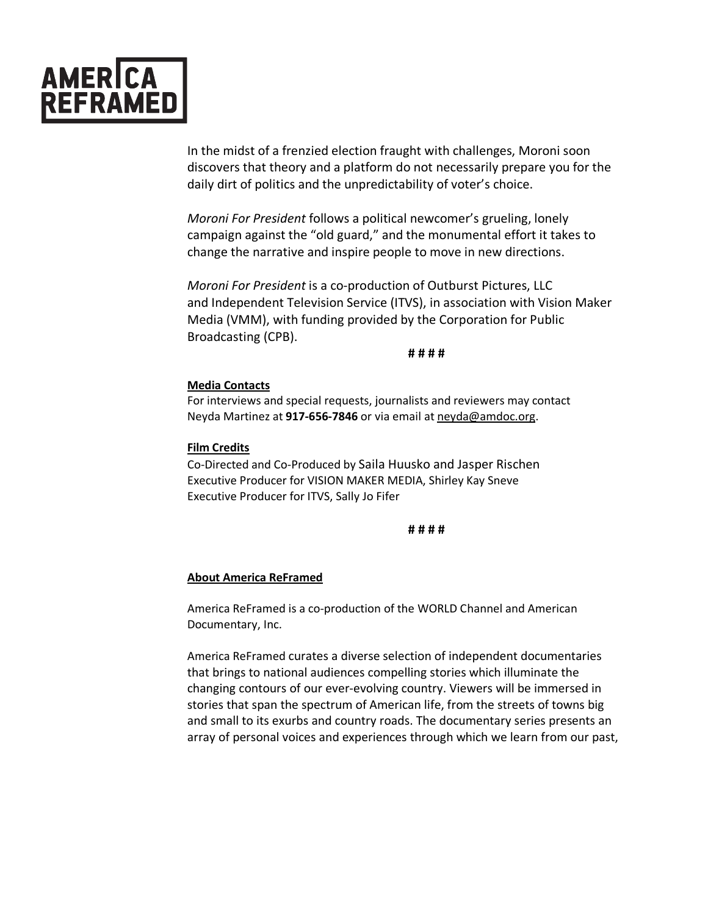In the midst of a frenzied election fraught with challenges, Moroni soon discovers that theory and a platform do not necessarily prepare you for the daily dirt of politics and the unpredictability of voter's choice.

*Moroni For President* follows a political newcomer's grueling, lonely campaign against the "old guard," and the monumental effort it takes to change the narrative and inspire people to move in new directions.

*Moroni For President* is a co-production of Outburst Pictures, LLC and Independent Television Service (ITVS), in association with Vision Maker Media (VMM), with funding provided by the Corporation for Public Broadcasting (CPB).

**# # # #**

**Media Contacts**

For interviews and special requests, journalists and reviewers may contact Neyda Martinez at **917-656-7846** or via email at neyda@amdoc.org.

**Film Credits**

Co-Directed and Co-Produced by Saila Huusko and Jasper Rischen
Executive Producer for VISION MAKER MEDIA, Shirley Kay Sneve
Executive Producer for ITVS, Sally Jo Fifer

**# # # #**

**About America ReFramed**

America ReFramed is a co-production of the WORLD Channel and American Documentary, Inc.

America ReFramed curates a diverse selection of independent documentaries that brings to national audiences compelling stories which illuminate the changing contours of our ever-evolving country. Viewers will be immersed in stories that span the spectrum of American life, from the streets of towns big and small to its exurbs and country roads. The documentary series presents an array of personal voices and experiences through which we learn from our past,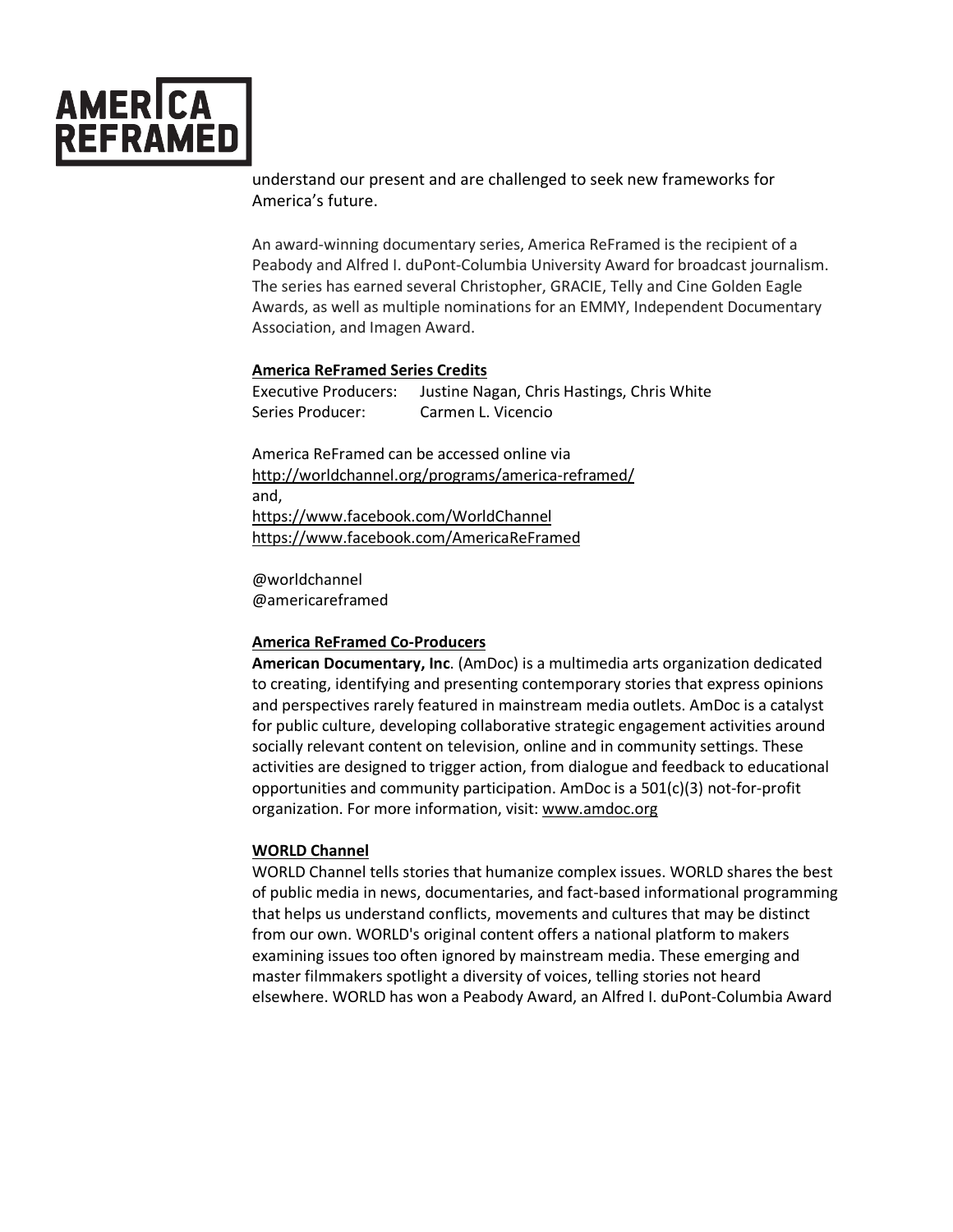understand our present and are challenged to seek new frameworks for America's future.

An award-winning documentary series, America ReFramed is the recipient of a Peabody and Alfred I. duPont-Columbia University Award for broadcast journalism. The series has earned several Christopher, GRACIE, Telly and Cine Golden Eagle Awards, as well as multiple nominations for an EMMY, Independent Documentary Association, and Imagen Award.

**America ReFramed Series Credits**

Executive Producers: Justine Nagan, Chris Hastings, Chris White
Series Producer: Carmen L. Vicencio

America ReFramed can be accessed online via
http://worldchannel.org/programs/america-reframed/
and,
https://www.facebook.com/WorldChannel
https://www.facebook.com/AmericaReFramed

@worldchannel
@americareframed

**America ReFramed Co-Producers**

**American Documentary, Inc**. (AmDoc) is a multimedia arts organization dedicated to creating, identifying and presenting contemporary stories that express opinions and perspectives rarely featured in mainstream media outlets. AmDoc is a catalyst for public culture, developing collaborative strategic engagement activities around socially relevant content on television, online and in community settings. These activities are designed to trigger action, from dialogue and feedback to educational opportunities and community participation. AmDoc is a 501(c)(3) not-for-profit organization. For more information, visit: www.amdoc.org

**WORLD Channel**

WORLD Channel tells stories that humanize complex issues. WORLD shares the best of public media in news, documentaries, and fact-based informational programming that helps us understand conflicts, movements and cultures that may be distinct from our own. WORLD's original content offers a national platform to makers examining issues too often ignored by mainstream media. These emerging and master filmmakers spotlight a diversity of voices, telling stories not heard elsewhere. WORLD has won a Peabody Award, an Alfred I. duPont-Columbia Award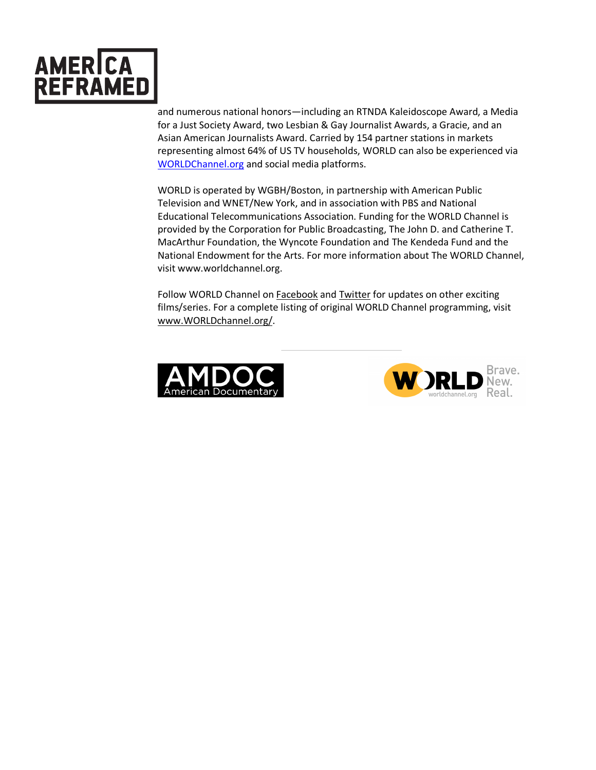and numerous national honors—including an RTNDA Kaleidoscope Award, a Media for a Just Society Award, two Lesbian & Gay Journalist Awards, a Gracie, and an Asian American Journalists Award. Carried by 154 partner stations in markets representing almost 64% of US TV households, WORLD can also be experienced via WORLDChannel.org and social media platforms.

WORLD is operated by WGBH/Boston, in partnership with American Public Television and WNET/New York, and in association with PBS and National Educational Telecommunications Association. Funding for the WORLD Channel is provided by the Corporation for Public Broadcasting, The John D. and Catherine T. MacArthur Foundation, the Wyncote Foundation and The Kendeda Fund and the National Endowment for the Arts. For more information about The WORLD Channel, visit www.worldchannel.org.

Follow WORLD Channel on Facebook and Twitter for updates on other exciting films/series. For a complete listing of original WORLD Channel programming, visit www.WORLDchannel.org/.

---